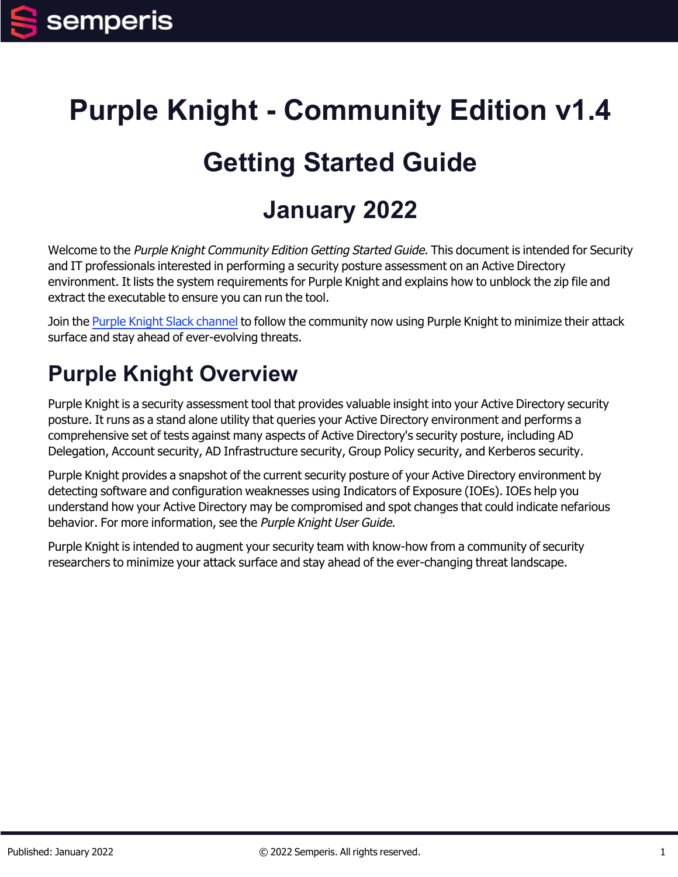# Purple Knight - Community Edition v1.4

## Getting Started Guide

## January 2022

Welcome to the *Purple Knight Community Edition Getting Started Guide*. This document is intended for Security and IT professionals interested in performing a security posture assessment on an Active Directory environment. It lists the system requirements for Purple Knight and explains how to unblock the zip file and extract the executable to ensure you can run the tool.

Join the Purple Knight Slack channel to follow the community now using Purple Knight to minimize their attack surface and stay ahead of ever-evolving threats.

## Purple Knight Overview

Purple Knight is a security assessment tool that provides valuable insight into your Active Directory security posture. It runs as a stand alone utility that queries your Active Directory environment and performs a comprehensive set of tests against many aspects of Active Directory's security posture, including AD Delegation, Account security, AD Infrastructure security, Group Policy security, and Kerberos security.

Purple Knight provides a snapshot of the current security posture of your Active Directory environment by detecting software and configuration weaknesses using Indicators of Exposure (IOEs). IOEs help you understand how your Active Directory may be compromised and spot changes that could indicate nefarious behavior. For more information, see the *Purple Knight User Guide*.

Purple Knight is intended to augment your security team with know-how from a community of security researchers to minimize your attack surface and stay ahead of the ever-changing threat landscape.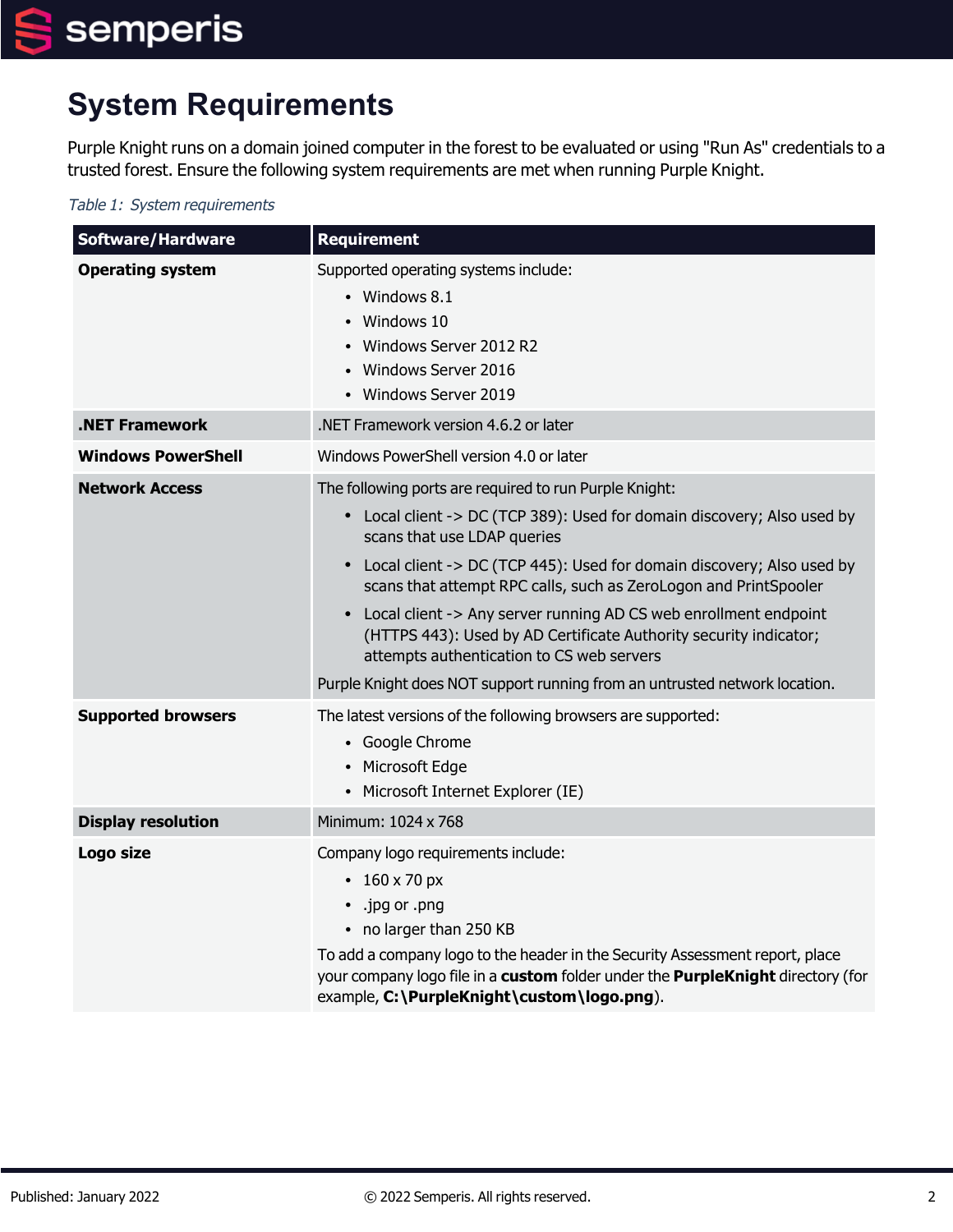# System Requirements

Purple Knight runs on a domain joined computer in the forest to be evaluated or using "Run As" credentials to a trusted forest. Ensure the following system requirements are met when running Purple Knight.

*Table 1: System requirements*

| Software/Hardware | Requirement |
|---|---|
| **Operating system** | Supported operating systems include:<br>• Windows 8.1<br>• Windows 10<br>• Windows Server 2012 R2<br>• Windows Server 2016<br>• Windows Server 2019 |
| **.NET Framework** | .NET Framework version 4.6.2 or later |
| **Windows PowerShell** | Windows PowerShell version 4.0 or later |
| **Network Access** | The following ports are required to run Purple Knight:<br>• Local client -> DC (TCP 389): Used for domain discovery; Also used by scans that use LDAP queries<br>• Local client -> DC (TCP 445): Used for domain discovery; Also used by scans that attempt RPC calls, such as ZeroLogon and PrintSpooler<br>• Local client -> Any server running AD CS web enrollment endpoint (HTTPS 443): Used by AD Certificate Authority security indicator; attempts authentication to CS web servers<br>Purple Knight does NOT support running from an untrusted network location. |
| **Supported browsers** | The latest versions of the following browsers are supported:<br>• Google Chrome<br>• Microsoft Edge<br>• Microsoft Internet Explorer (IE) |
| **Display resolution** | Minimum: 1024 x 768 |
| **Logo size** | Company logo requirements include:<br>• 160 x 70 px<br>• .jpg or .png<br>• no larger than 250 KB<br>To add a company logo to the header in the Security Assessment report, place your company logo file in a **custom** folder under the **PurpleKnight** directory (for example, **C:\PurpleKnight\custom\logo.png**). |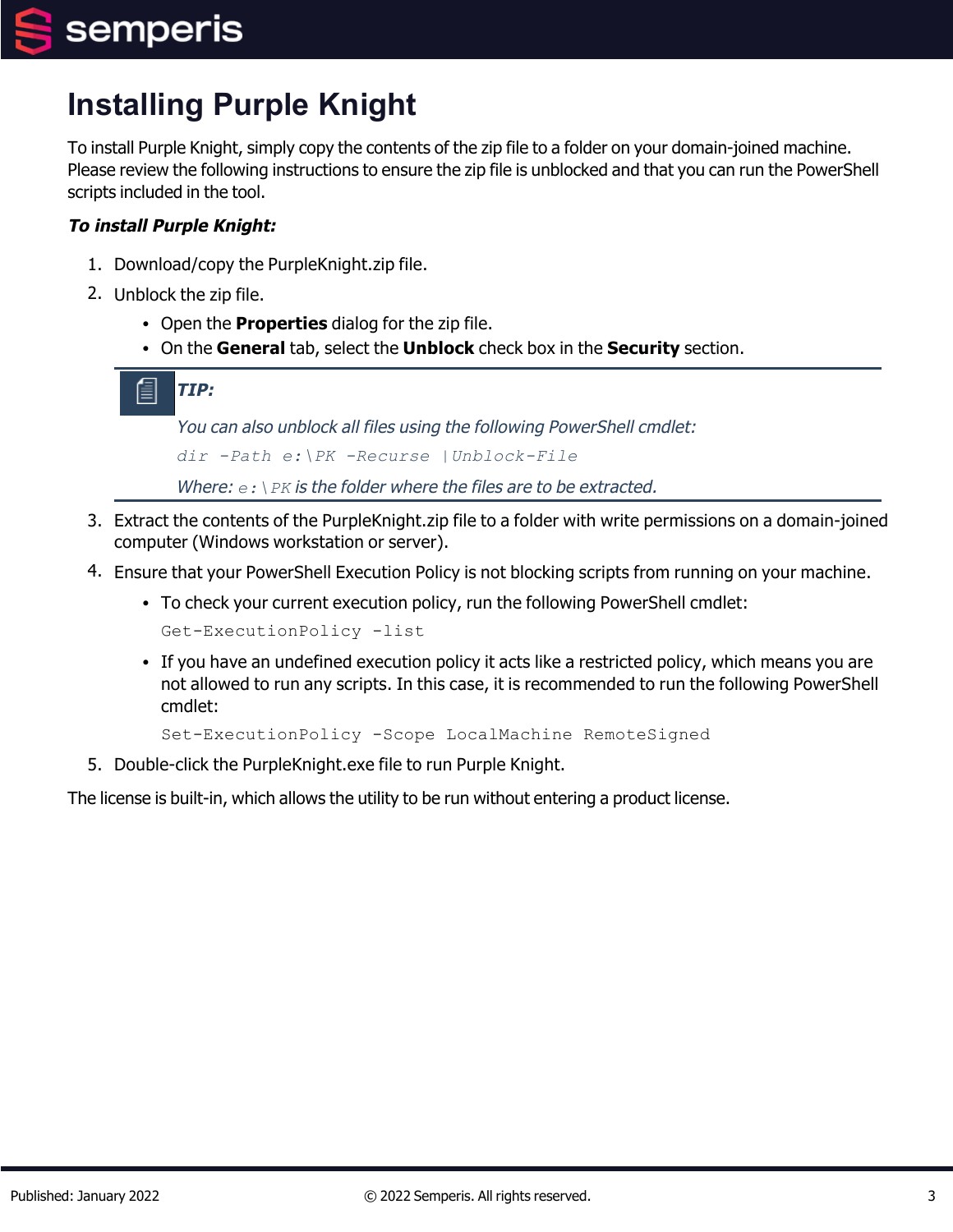# Installing Purple Knight

To install Purple Knight, simply copy the contents of the zip file to a folder on your domain-joined machine. Please review the following instructions to ensure the zip file is unblocked and that you can run the PowerShell scripts included in the tool.

***To install Purple Knight:***

1. Download/copy the PurpleKnight.zip file.
2. Unblock the zip file.
   - Open the **Properties** dialog for the zip file.
   - On the **General** tab, select the **Unblock** check box in the **Security** section.

> ***TIP:***
>
> *You can also unblock all files using the following PowerShell cmdlet:*
>
> ```
> dir -Path e:\PK -Recurse |Unblock-File
> ```
>
> *Where:* `e:\PK` *is the folder where the files are to be extracted.*

3. Extract the contents of the PurpleKnight.zip file to a folder with write permissions on a domain-joined computer (Windows workstation or server).
4. Ensure that your PowerShell Execution Policy is not blocking scripts from running on your machine.
   - To check your current execution policy, run the following PowerShell cmdlet:

     ```
     Get-ExecutionPolicy -list
     ```

   - If you have an undefined execution policy it acts like a restricted policy, which means you are not allowed to run any scripts. In this case, it is recommended to run the following PowerShell cmdlet:

     ```
     Set-ExecutionPolicy -Scope LocalMachine RemoteSigned
     ```

5. Double-click the PurpleKnight.exe file to run Purple Knight.

The license is built-in, which allows the utility to be run without entering a product license.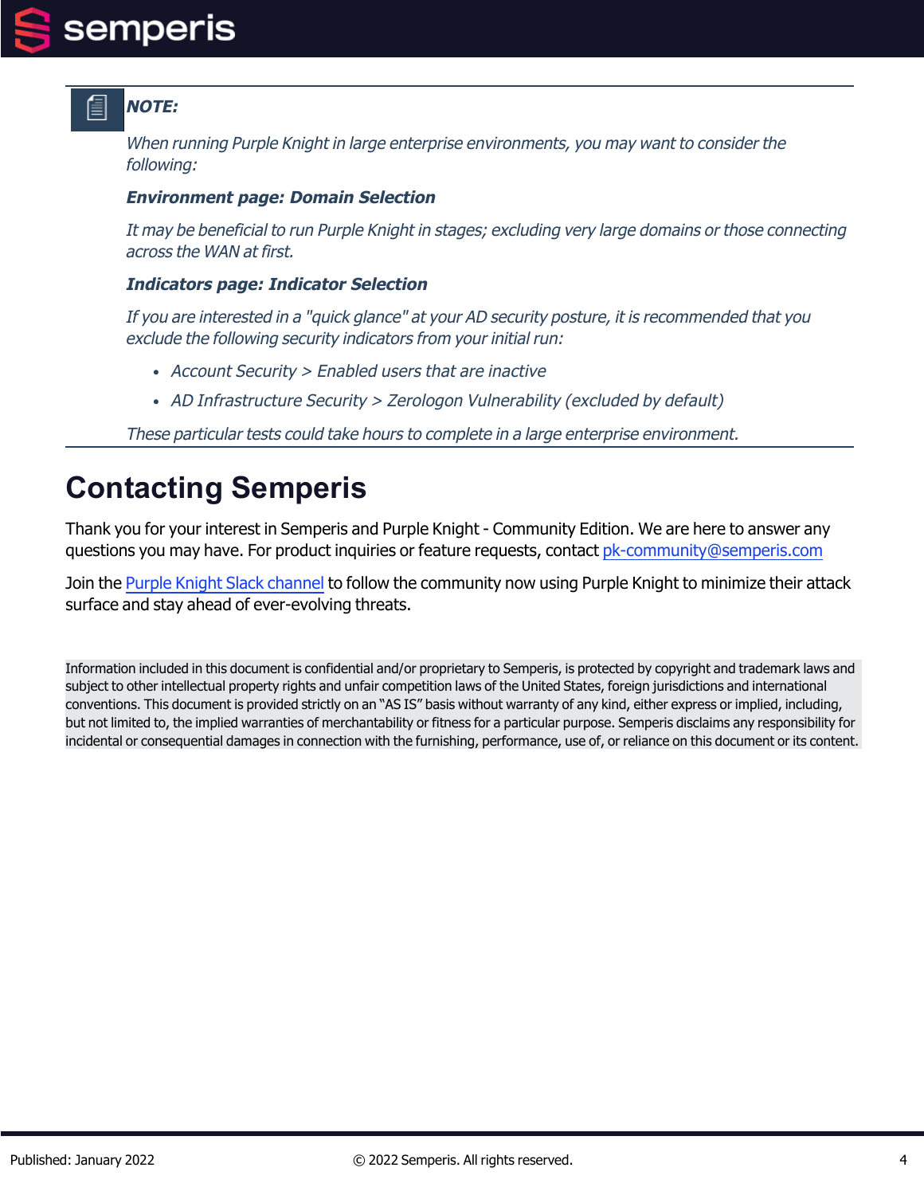***NOTE:***

*When running Purple Knight in large enterprise environments, you may want to consider the following:*

***Environment page: Domain Selection***

*It may be beneficial to run Purple Knight in stages; excluding very large domains or those connecting across the WAN at first.*

***Indicators page: Indicator Selection***

*If you are interested in a "quick glance" at your AD security posture, it is recommended that you exclude the following security indicators from your initial run:*

- *Account Security > Enabled users that are inactive*
- *AD Infrastructure Security > Zerologon Vulnerability (excluded by default)*

*These particular tests could take hours to complete in a large enterprise environment.*

# Contacting Semperis

Thank you for your interest in Semperis and Purple Knight - Community Edition. We are here to answer any questions you may have. For product inquiries or feature requests, contact pk-community@semperis.com

Join the Purple Knight Slack channel to follow the community now using Purple Knight to minimize their attack surface and stay ahead of ever-evolving threats.

Information included in this document is confidential and/or proprietary to Semperis, is protected by copyright and trademark laws and subject to other intellectual property rights and unfair competition laws of the United States, foreign jurisdictions and international conventions. This document is provided strictly on an "AS IS" basis without warranty of any kind, either express or implied, including, but not limited to, the implied warranties of merchantability or fitness for a particular purpose. Semperis disclaims any responsibility for incidental or consequential damages in connection with the furnishing, performance, use of, or reliance on this document or its content.

Published: January 2022 © 2022 Semperis. All rights reserved.